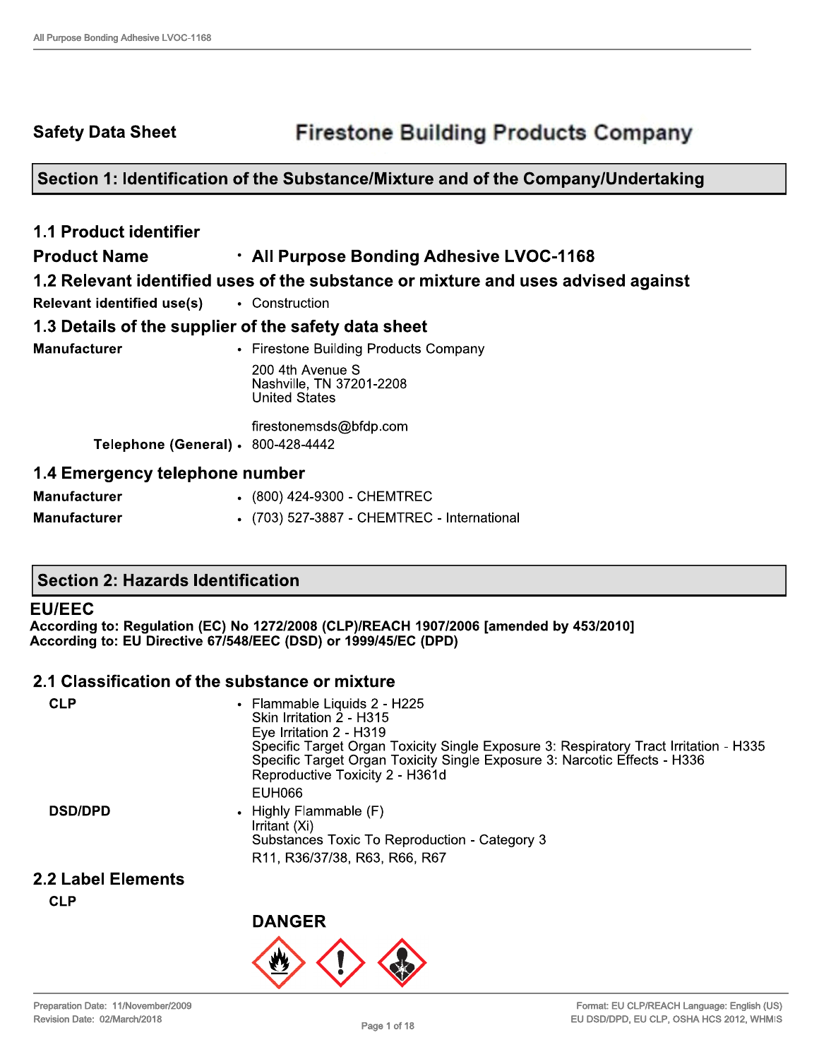**Safety Data Sheet** **Firestone Building Products Company**

## Section 1: Identification of the Substance/Mixture and of the Company/Undertaking

### 1.1 Product identifier

**Product Name** • **All Purpose Bonding Adhesive LVOC-1168**

### 1.2 Relevant identified uses of the substance or mixture and uses advised against

**Relevant identified use(s)** • Construction

### 1.3 Details of the supplier of the safety data sheet

**Manufacturer** • Firestone Building Products Company

200 4th Avenue S
Nashville, TN 37201-2208
United States

firestonemsds@bfdp.com

**Telephone (General)** • 800-428-4442

### 1.4 Emergency telephone number

**Manufacturer** • (800) 424-9300 - CHEMTREC

**Manufacturer** • (703) 527-3887 - CHEMTREC - International

## Section 2: Hazards Identification

### EU/EEC

**According to: Regulation (EC) No 1272/2008 (CLP)/REACH 1907/2006 [amended by 453/2010]**
**According to: EU Directive 67/548/EEC (DSD) or 1999/45/EC (DPD)**

### 2.1 Classification of the substance or mixture

**CLP** •
Flammable Liquids 2 - H225
Skin Irritation 2 - H315
Eye Irritation 2 - H319
Specific Target Organ Toxicity Single Exposure 3: Respiratory Tract Irritation - H335
Specific Target Organ Toxicity Single Exposure 3: Narcotic Effects - H336
Reproductive Toxicity 2 - H361d
EUH066

**DSD/DPD** •
Highly Flammable (F)
Irritant (Xi)
Substances Toxic To Reproduction - Category 3
R11, R36/37/38, R63, R66, R67

### 2.2 Label Elements

**CLP**

**DANGER**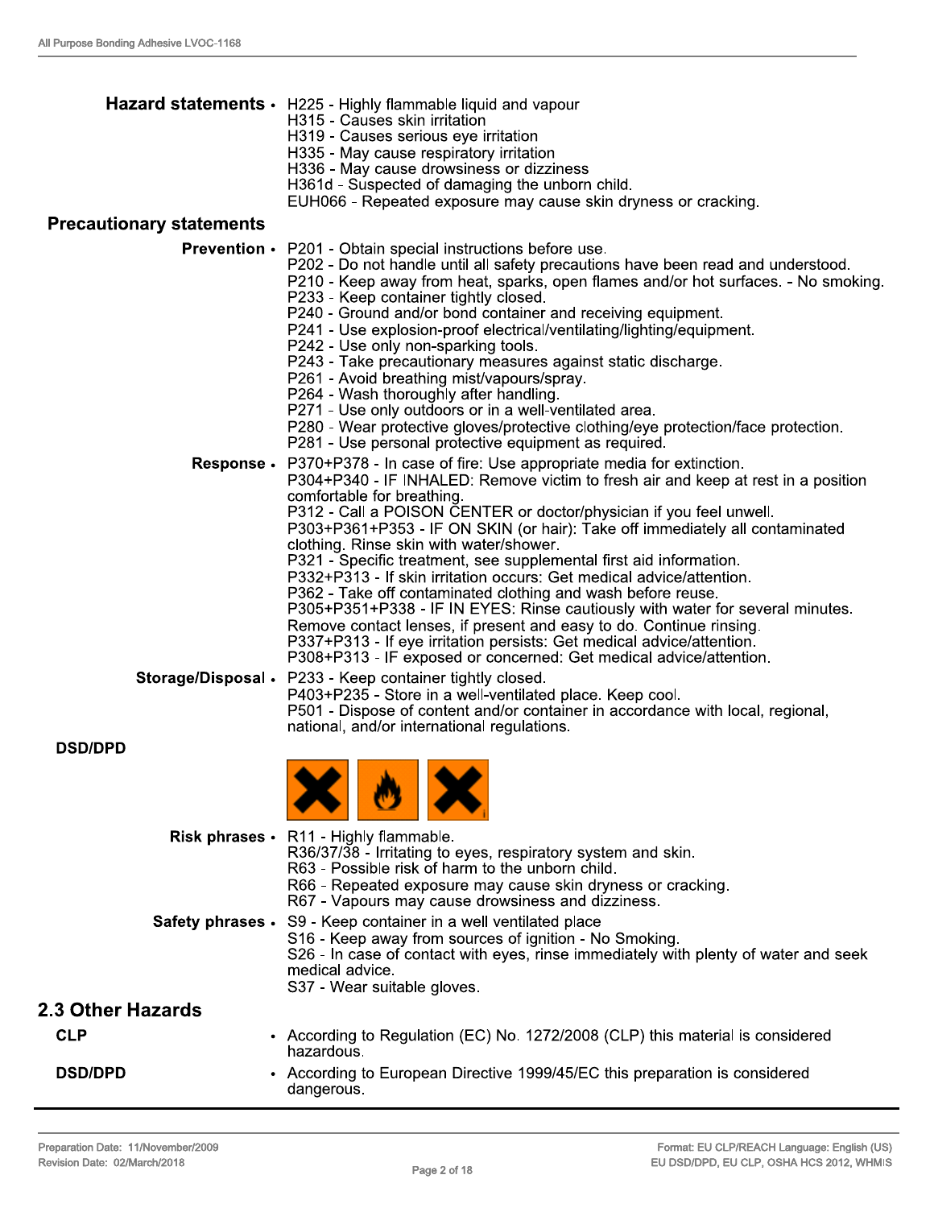**Hazard statements**
- H225 - Highly flammable liquid and vapour
- H315 - Causes skin irritation
- H319 - Causes serious eye irritation
- H335 - May cause respiratory irritation
- H336 - May cause drowsiness or dizziness
- H361d - Suspected of damaging the unborn child.
- EUH066 - Repeated exposure may cause skin dryness or cracking.

### Precautionary statements

**Prevention**
- P201 - Obtain special instructions before use.
- P202 - Do not handle until all safety precautions have been read and understood.
- P210 - Keep away from heat, sparks, open flames and/or hot surfaces. - No smoking.
- P233 - Keep container tightly closed.
- P240 - Ground and/or bond container and receiving equipment.
- P241 - Use explosion-proof electrical/ventilating/lighting/equipment.
- P242 - Use only non-sparking tools.
- P243 - Take precautionary measures against static discharge.
- P261 - Avoid breathing mist/vapours/spray.
- P264 - Wash thoroughly after handling.
- P271 - Use only outdoors or in a well-ventilated area.
- P280 - Wear protective gloves/protective clothing/eye protection/face protection.
- P281 - Use personal protective equipment as required.

**Response**
- P370+P378 - In case of fire: Use appropriate media for extinction.
- P304+P340 - IF INHALED: Remove victim to fresh air and keep at rest in a position comfortable for breathing.
- P312 - Call a POISON CENTER or doctor/physician if you feel unwell.
- P303+P361+P353 - IF ON SKIN (or hair): Take off immediately all contaminated clothing. Rinse skin with water/shower.
- P321 - Specific treatment, see supplemental first aid information.
- P332+P313 - If skin irritation occurs: Get medical advice/attention.
- P362 - Take off contaminated clothing and wash before reuse.
- P305+P351+P338 - IF IN EYES: Rinse cautiously with water for several minutes. Remove contact lenses, if present and easy to do. Continue rinsing.
- P337+P313 - If eye irritation persists: Get medical advice/attention.
- P308+P313 - IF exposed or concerned: Get medical advice/attention.

**Storage/Disposal**
- P233 - Keep container tightly closed.
- P403+P235 - Store in a well-ventilated place. Keep cool.
- P501 - Dispose of content and/or container in accordance with local, regional, national, and/or international regulations.

### DSD/DPD

**Risk phrases**
- R11 - Highly flammable.
- R36/37/38 - Irritating to eyes, respiratory system and skin.
- R63 - Possible risk of harm to the unborn child.
- R66 - Repeated exposure may cause skin dryness or cracking.
- R67 - Vapours may cause drowsiness and dizziness.

**Safety phrases**
- S9 - Keep container in a well ventilated place
- S16 - Keep away from sources of ignition - No Smoking.
- S26 - In case of contact with eyes, rinse immediately with plenty of water and seek medical advice.
- S37 - Wear suitable gloves.

## 2.3 Other Hazards

**CLP**
- According to Regulation (EC) No. 1272/2008 (CLP) this material is considered hazardous.

**DSD/DPD**
- According to European Directive 1999/45/EC this preparation is considered dangerous.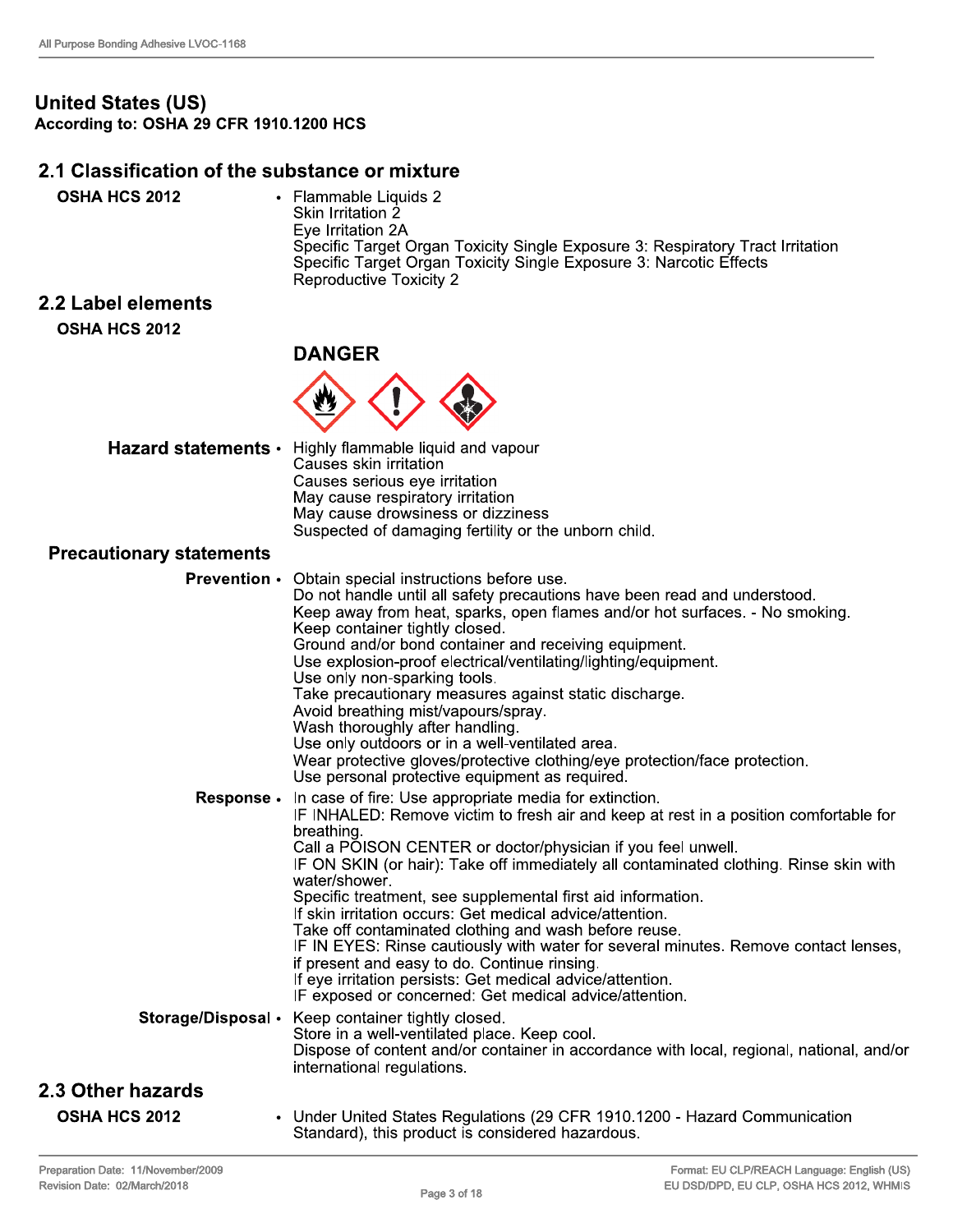## United States (US)

**According to: OSHA 29 CFR 1910.1200 HCS**

## 2.1 Classification of the substance or mixture

**OSHA HCS 2012**

- Flammable Liquids 2
  Skin Irritation 2
  Eye Irritation 2A
  Specific Target Organ Toxicity Single Exposure 3: Respiratory Tract Irritation
  Specific Target Organ Toxicity Single Exposure 3: Narcotic Effects
  Reproductive Toxicity 2

## 2.2 Label elements

**OSHA HCS 2012**

**DANGER**

**Hazard statements**

- Highly flammable liquid and vapour
  Causes skin irritation
  Causes serious eye irritation
  May cause respiratory irritation
  May cause drowsiness or dizziness
  Suspected of damaging fertility or the unborn child.

**Precautionary statements**

**Prevention**

- Obtain special instructions before use.
  Do not handle until all safety precautions have been read and understood.
  Keep away from heat, sparks, open flames and/or hot surfaces. - No smoking.
  Keep container tightly closed.
  Ground and/or bond container and receiving equipment.
  Use explosion-proof electrical/ventilating/lighting/equipment.
  Use only non-sparking tools.
  Take precautionary measures against static discharge.
  Avoid breathing mist/vapours/spray.
  Wash thoroughly after handling.
  Use only outdoors or in a well-ventilated area.
  Wear protective gloves/protective clothing/eye protection/face protection.
  Use personal protective equipment as required.

**Response**

- In case of fire: Use appropriate media for extinction.
  IF INHALED: Remove victim to fresh air and keep at rest in a position comfortable for breathing.
  Call a POISON CENTER or doctor/physician if you feel unwell.
  IF ON SKIN (or hair): Take off immediately all contaminated clothing. Rinse skin with water/shower.
  Specific treatment, see supplemental first aid information.
  If skin irritation occurs: Get medical advice/attention.
  Take off contaminated clothing and wash before reuse.
  IF IN EYES: Rinse cautiously with water for several minutes. Remove contact lenses, if present and easy to do. Continue rinsing.
  If eye irritation persists: Get medical advice/attention.
  IF exposed or concerned: Get medical advice/attention.

**Storage/Disposal**

- Keep container tightly closed.
  Store in a well-ventilated place. Keep cool.
  Dispose of content and/or container in accordance with local, regional, national, and/or international regulations.

## 2.3 Other hazards

**OSHA HCS 2012**

- Under United States Regulations (29 CFR 1910.1200 - Hazard Communication Standard), this product is considered hazardous.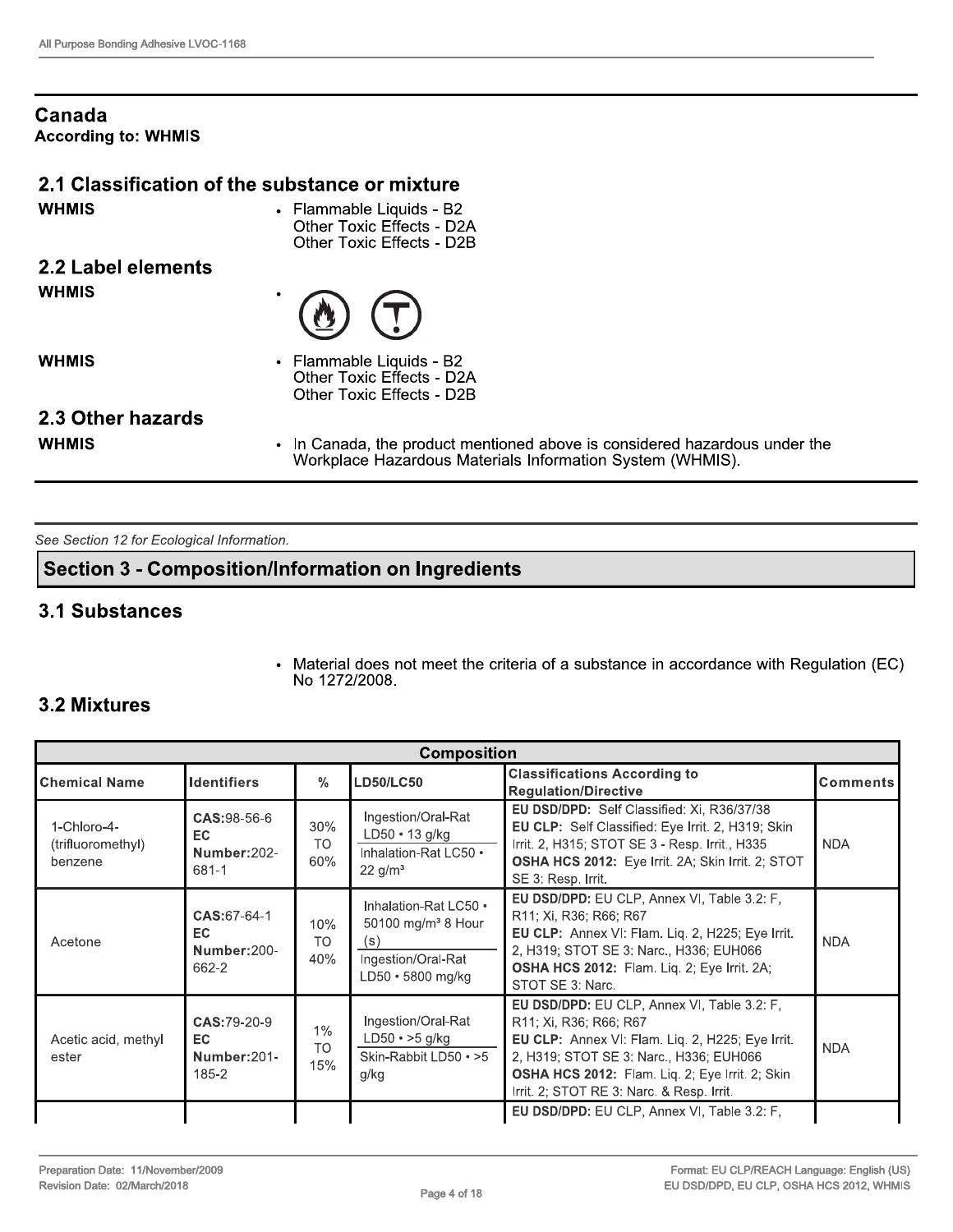## Canada

**According to: WHMIS**

### 2.1 Classification of the substance or mixture

**WHMIS**

- Flammable Liquids - B2
  Other Toxic Effects - D2A
  Other Toxic Effects - D2B

### 2.2 Label elements

**WHMIS**

- 

**WHMIS**

- Flammable Liquids - B2
  Other Toxic Effects - D2A
  Other Toxic Effects - D2B

### 2.3 Other hazards

**WHMIS**

- In Canada, the product mentioned above is considered hazardous under the Workplace Hazardous Materials Information System (WHMIS).

*See Section 12 for Ecological Information.*

## Section 3 - Composition/Information on Ingredients

### 3.1 Substances

- Material does not meet the criteria of a substance in accordance with Regulation (EC) No 1272/2008.

### 3.2 Mixtures

| Composition | | | | | |
|---|---|---|---|---|---|
| **Chemical Name** | **Identifiers** | **%** | **LD50/LC50** | **Classifications According to Regulation/Directive** | **Comments** |
| 1-Chloro-4-(trifluoromethyl) benzene | **CAS:**98-56-6 **EC Number:**202-681-1 | 30% TO 60% | Ingestion/Oral-Rat LD50 • 13 g/kg<br>Inhalation-Rat LC50 • 22 g/m³ | **EU DSD/DPD:** Self Classified: Xi, R36/37/38<br>**EU CLP:** Self Classified: Eye Irrit. 2, H319; Skin Irrit. 2, H315; STOT SE 3 - Resp. Irrit., H335<br>**OSHA HCS 2012:** Eye Irrit. 2A; Skin Irrit. 2; STOT SE 3: Resp. Irrit. | NDA |
| Acetone | **CAS:**67-64-1 **EC Number:**200-662-2 | 10% TO 40% | Inhalation-Rat LC50 • 50100 mg/m³ 8 Hour (s)<br>Ingestion/Oral-Rat LD50 • 5800 mg/kg | **EU DSD/DPD:** EU CLP, Annex VI, Table 3.2: F, R11; Xi, R36; R66; R67<br>**EU CLP:** Annex VI: Flam. Liq. 2, H225; Eye Irrit. 2, H319; STOT SE 3: Narc., H336; EUH066<br>**OSHA HCS 2012:** Flam. Liq. 2; Eye Irrit. 2A; STOT SE 3: Narc. | NDA |
| Acetic acid, methyl ester | **CAS:**79-20-9 **EC Number:**201-185-2 | 1% TO 15% | Ingestion/Oral-Rat LD50 • >5 g/kg<br>Skin-Rabbit LD50 • >5 g/kg | **EU DSD/DPD:** EU CLP, Annex VI, Table 3.2: F, R11; Xi, R36; R66; R67<br>**EU CLP:** Annex VI: Flam. Liq. 2, H225; Eye Irrit. 2, H319; STOT SE 3: Narc., H336; EUH066<br>**OSHA HCS 2012:** Flam. Liq. 2; Eye Irrit. 2; Skin Irrit. 2; STOT RE 3: Narc. & Resp. Irrit. | NDA |
| | | | | **EU DSD/DPD:** EU CLP, Annex VI, Table 3.2: F, | |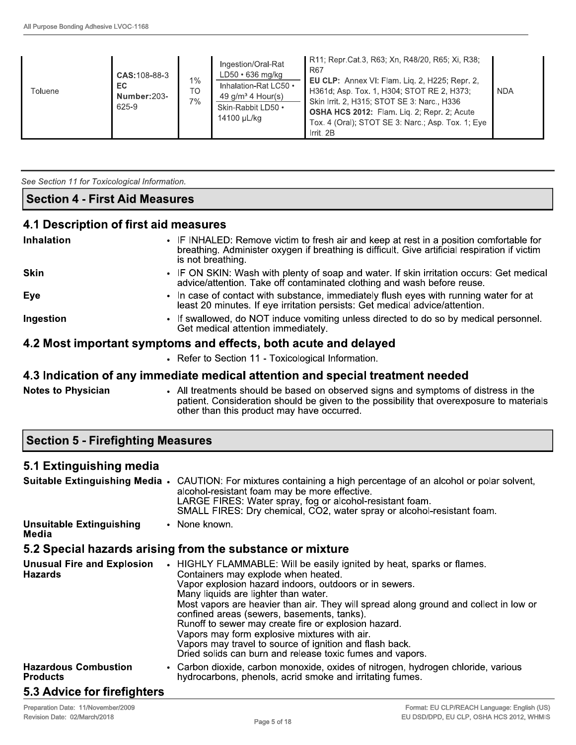| Toluene | **CAS:**108-88-3<br>**EC Number:**203-625-9 | 1% TO 7% | Ingestion/Oral-Rat LD50 • 636 mg/kg<br>Inhalation-Rat LC50 • 49 g/m³ 4 Hour(s)<br>Skin-Rabbit LD50 • 14100 µL/kg | R11; Repr.Cat.3, R63; Xn, R48/20, R65; Xi, R38; R67<br>**EU CLP:** Annex VI: Flam. Liq. 2, H225; Repr. 2, H361d; Asp. Tox. 1, H304; STOT RE 2, H373; Skin Irrit. 2, H315; STOT SE 3: Narc., H336<br>**OSHA HCS 2012:** Flam. Liq. 2; Repr. 2; Acute Tox. 4 (Oral); STOT SE 3: Narc.; Asp. Tox. 1; Eye Irrit. 2B | NDA |
|---|---|---|---|---|---|

*See Section 11 for Toxicological Information.*

## Section 4 - First Aid Measures

### 4.1 Description of first aid measures

**Inhalation**
- IF INHALED: Remove victim to fresh air and keep at rest in a position comfortable for breathing. Administer oxygen if breathing is difficult. Give artificial respiration if victim is not breathing.

**Skin**
- IF ON SKIN: Wash with plenty of soap and water. If skin irritation occurs: Get medical advice/attention. Take off contaminated clothing and wash before reuse.

**Eye**
- In case of contact with substance, immediately flush eyes with running water for at least 20 minutes. If eye irritation persists: Get medical advice/attention.

**Ingestion**
- If swallowed, do NOT induce vomiting unless directed to do so by medical personnel. Get medical attention immediately.

### 4.2 Most important symptoms and effects, both acute and delayed

- Refer to Section 11 - Toxicological Information.

### 4.3 Indication of any immediate medical attention and special treatment needed

**Notes to Physician**
- All treatments should be based on observed signs and symptoms of distress in the patient. Consideration should be given to the possibility that overexposure to materials other than this product may have occurred.

## Section 5 - Firefighting Measures

### 5.1 Extinguishing media

**Suitable Extinguishing Media**
- CAUTION: For mixtures containing a high percentage of an alcohol or polar solvent, alcohol-resistant foam may be more effective.
  LARGE FIRES: Water spray, fog or alcohol-resistant foam.
  SMALL FIRES: Dry chemical, $CO_2$, water spray or alcohol-resistant foam.

**Unsuitable Extinguishing Media**
- None known.

### 5.2 Special hazards arising from the substance or mixture

**Unusual Fire and Explosion Hazards**
- HIGHLY FLAMMABLE: Will be easily ignited by heat, sparks or flames.
  Containers may explode when heated.
  Vapor explosion hazard indoors, outdoors or in sewers.
  Many liquids are lighter than water.
  Most vapors are heavier than air. They will spread along ground and collect in low or confined areas (sewers, basements, tanks).
  Runoff to sewer may create fire or explosion hazard.
  Vapors may form explosive mixtures with air.
  Vapors may travel to source of ignition and flash back.
  Dried solids can burn and release toxic fumes and vapors.

**Hazardous Combustion Products**
- Carbon dioxide, carbon monoxide, oxides of nitrogen, hydrogen chloride, various hydrocarbons, phenols, acrid smoke and irritating fumes.

### 5.3 Advice for firefighters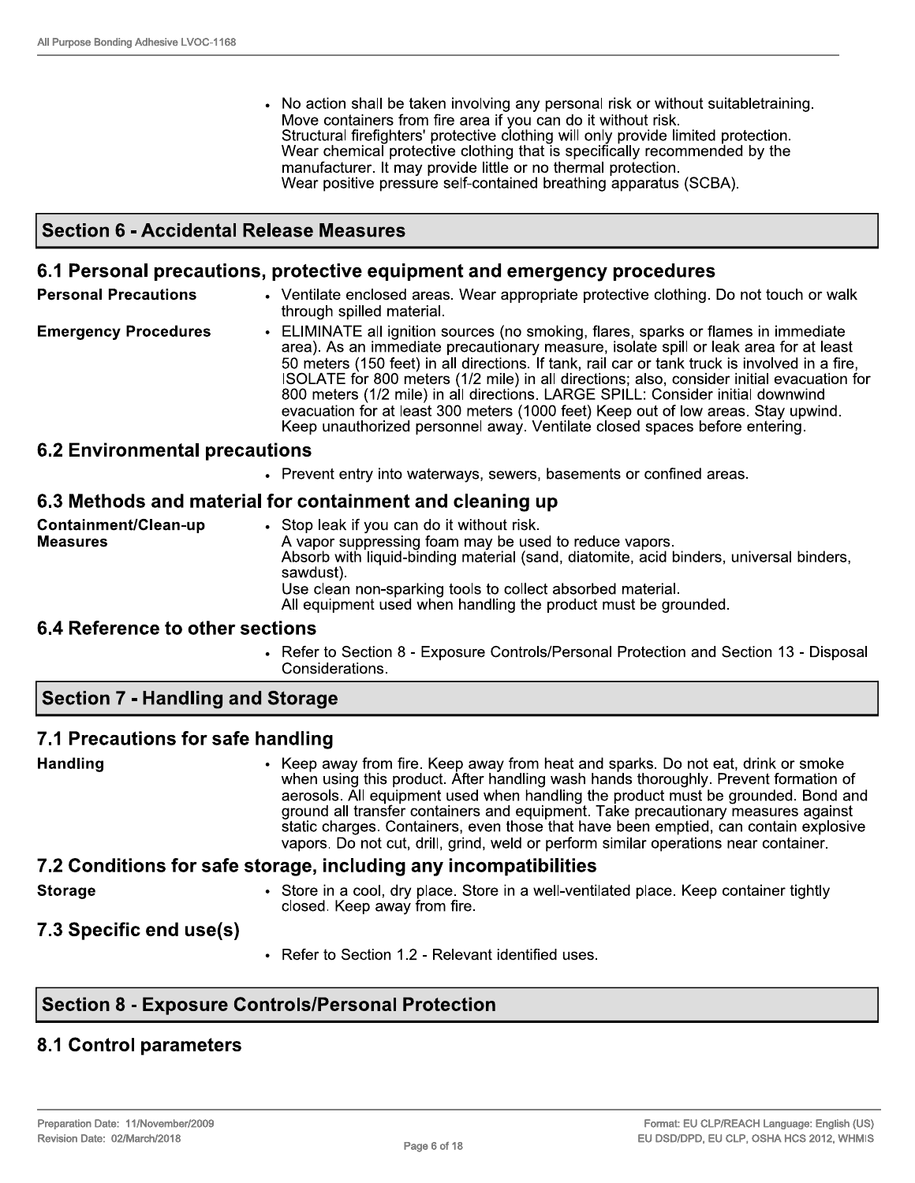- No action shall be taken involving any personal risk or without suitabletraining. Move containers from fire area if you can do it without risk.
  Structural firefighters' protective clothing will only provide limited protection.
  Wear chemical protective clothing that is specifically recommended by the manufacturer. It may provide little or no thermal protection.
  Wear positive pressure self-contained breathing apparatus (SCBA).

## Section 6 - Accidental Release Measures

### 6.1 Personal precautions, protective equipment and emergency procedures

**Personal Precautions**
- Ventilate enclosed areas. Wear appropriate protective clothing. Do not touch or walk through spilled material.

**Emergency Procedures**
- ELIMINATE all ignition sources (no smoking, flares, sparks or flames in immediate area). As an immediate precautionary measure, isolate spill or leak area for at least 50 meters (150 feet) in all directions. If tank, rail car or tank truck is involved in a fire, ISOLATE for 800 meters (1/2 mile) in all directions; also, consider initial evacuation for 800 meters (1/2 mile) in all directions. LARGE SPILL: Consider initial downwind evacuation for at least 300 meters (1000 feet) Keep out of low areas. Stay upwind. Keep unauthorized personnel away. Ventilate closed spaces before entering.

### 6.2 Environmental precautions

- Prevent entry into waterways, sewers, basements or confined areas.

### 6.3 Methods and material for containment and cleaning up

**Containment/Clean-up Measures**
- Stop leak if you can do it without risk.
  A vapor suppressing foam may be used to reduce vapors.
  Absorb with liquid-binding material (sand, diatomite, acid binders, universal binders, sawdust).
  Use clean non-sparking tools to collect absorbed material.
  All equipment used when handling the product must be grounded.

### 6.4 Reference to other sections

- Refer to Section 8 - Exposure Controls/Personal Protection and Section 13 - Disposal Considerations.

## Section 7 - Handling and Storage

### 7.1 Precautions for safe handling

**Handling**
- Keep away from fire. Keep away from heat and sparks. Do not eat, drink or smoke when using this product. After handling wash hands thoroughly. Prevent formation of aerosols. All equipment used when handling the product must be grounded. Bond and ground all transfer containers and equipment. Take precautionary measures against static charges. Containers, even those that have been emptied, can contain explosive vapors. Do not cut, drill, grind, weld or perform similar operations near container.

### 7.2 Conditions for safe storage, including any incompatibilities

**Storage**
- Store in a cool, dry place. Store in a well-ventilated place. Keep container tightly closed. Keep away from fire.

### 7.3 Specific end use(s)

- Refer to Section 1.2 - Relevant identified uses.

## Section 8 - Exposure Controls/Personal Protection

### 8.1 Control parameters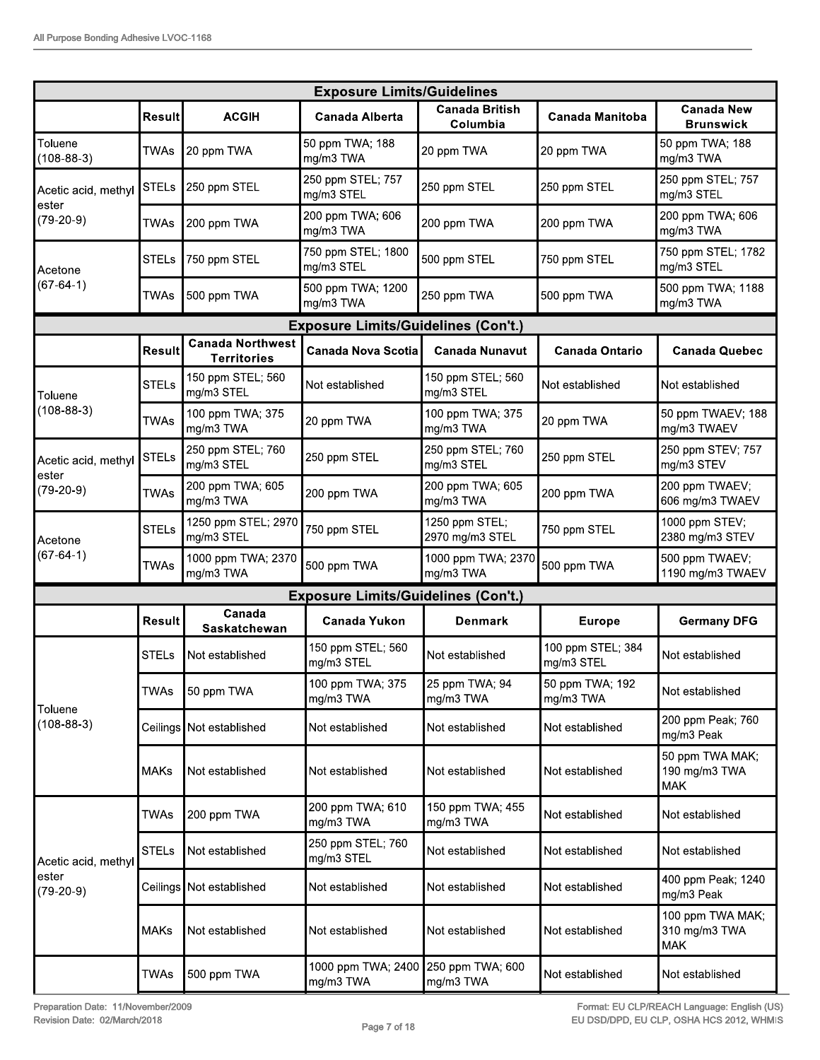| Exposure Limits/Guidelines | | | | | | |
|---|---|---|---|---|---|---|
| | Result | ACGIH | Canada Alberta | Canada British Columbia | Canada Manitoba | Canada New Brunswick |
| Toluene (108-88-3) | TWAs | 20 ppm TWA | 50 ppm TWA; 188 mg/m3 TWA | 20 ppm TWA | 20 ppm TWA | 50 ppm TWA; 188 mg/m3 TWA |
| Acetic acid, methyl ester (79-20-9) | STELs | 250 ppm STEL | 250 ppm STEL; 757 mg/m3 STEL | 250 ppm STEL | 250 ppm STEL | 250 ppm STEL; 757 mg/m3 STEL |
| | TWAs | 200 ppm TWA | 200 ppm TWA; 606 mg/m3 TWA | 200 ppm TWA | 200 ppm TWA | 200 ppm TWA; 606 mg/m3 TWA |
| Acetone (67-64-1) | STELs | 750 ppm STEL | 750 ppm STEL; 1800 mg/m3 STEL | 500 ppm STEL | 750 ppm STEL | 750 ppm STEL; 1782 mg/m3 STEL |
| | TWAs | 500 ppm TWA | 500 ppm TWA; 1200 mg/m3 TWA | 250 ppm TWA | 500 ppm TWA | 500 ppm TWA; 1188 mg/m3 TWA |

| Exposure Limits/Guidelines (Con't.) | | | | | | |
|---|---|---|---|---|---|---|
| | Result | Canada Northwest Territories | Canada Nova Scotia | Canada Nunavut | Canada Ontario | Canada Quebec |
| Toluene (108-88-3) | STELs | 150 ppm STEL; 560 mg/m3 STEL | Not established | 150 ppm STEL; 560 mg/m3 STEL | Not established | Not established |
| | TWAs | 100 ppm TWA; 375 mg/m3 TWA | 20 ppm TWA | 100 ppm TWA; 375 mg/m3 TWA | 20 ppm TWA | 50 ppm TWAEV; 188 mg/m3 TWAEV |
| Acetic acid, methyl ester (79-20-9) | STELs | 250 ppm STEL; 760 mg/m3 STEL | 250 ppm STEL | 250 ppm STEL; 760 mg/m3 STEL | 250 ppm STEL | 250 ppm STEV; 757 mg/m3 STEV |
| | TWAs | 200 ppm TWA; 605 mg/m3 TWA | 200 ppm TWA | 200 ppm TWA; 605 mg/m3 TWA | 200 ppm TWA | 200 ppm TWAEV; 606 mg/m3 TWAEV |
| Acetone (67-64-1) | STELs | 1250 ppm STEL; 2970 mg/m3 STEL | 750 ppm STEL | 1250 ppm STEL; 2970 mg/m3 STEL | 750 ppm STEL | 1000 ppm STEV; 2380 mg/m3 STEV |
| | TWAs | 1000 ppm TWA; 2370 mg/m3 TWA | 500 ppm TWA | 1000 ppm TWA; 2370 mg/m3 TWA | 500 ppm TWA | 500 ppm TWAEV; 1190 mg/m3 TWAEV |

| Exposure Limits/Guidelines (Con't.) | | | | | | |
|---|---|---|---|---|---|---|
| | Result | Canada Saskatchewan | Canada Yukon | Denmark | Europe | Germany DFG |
| Toluene (108-88-3) | STELs | Not established | 150 ppm STEL; 560 mg/m3 STEL | Not established | 100 ppm STEL; 384 mg/m3 STEL | Not established |
| | TWAs | 50 ppm TWA | 100 ppm TWA; 375 mg/m3 TWA | 25 ppm TWA; 94 mg/m3 TWA | 50 ppm TWA; 192 mg/m3 TWA | Not established |
| | Ceilings | Not established | Not established | Not established | Not established | 200 ppm Peak; 760 mg/m3 Peak |
| | MAKs | Not established | Not established | Not established | Not established | 50 ppm TWA MAK; 190 mg/m3 TWA MAK |
| Acetic acid, methyl ester (79-20-9) | TWAs | 200 ppm TWA | 200 ppm TWA; 610 mg/m3 TWA | 150 ppm TWA; 455 mg/m3 TWA | Not established | Not established |
| | STELs | Not established | 250 ppm STEL; 760 mg/m3 STEL | Not established | Not established | Not established |
| | Ceilings | Not established | Not established | Not established | Not established | 400 ppm Peak; 1240 mg/m3 Peak |
| | MAKs | Not established | Not established | Not established | Not established | 100 ppm TWA MAK; 310 mg/m3 TWA MAK |
| | TWAs | 500 ppm TWA | 1000 ppm TWA; 2400 mg/m3 TWA | 250 ppm TWA; 600 mg/m3 TWA | Not established | Not established |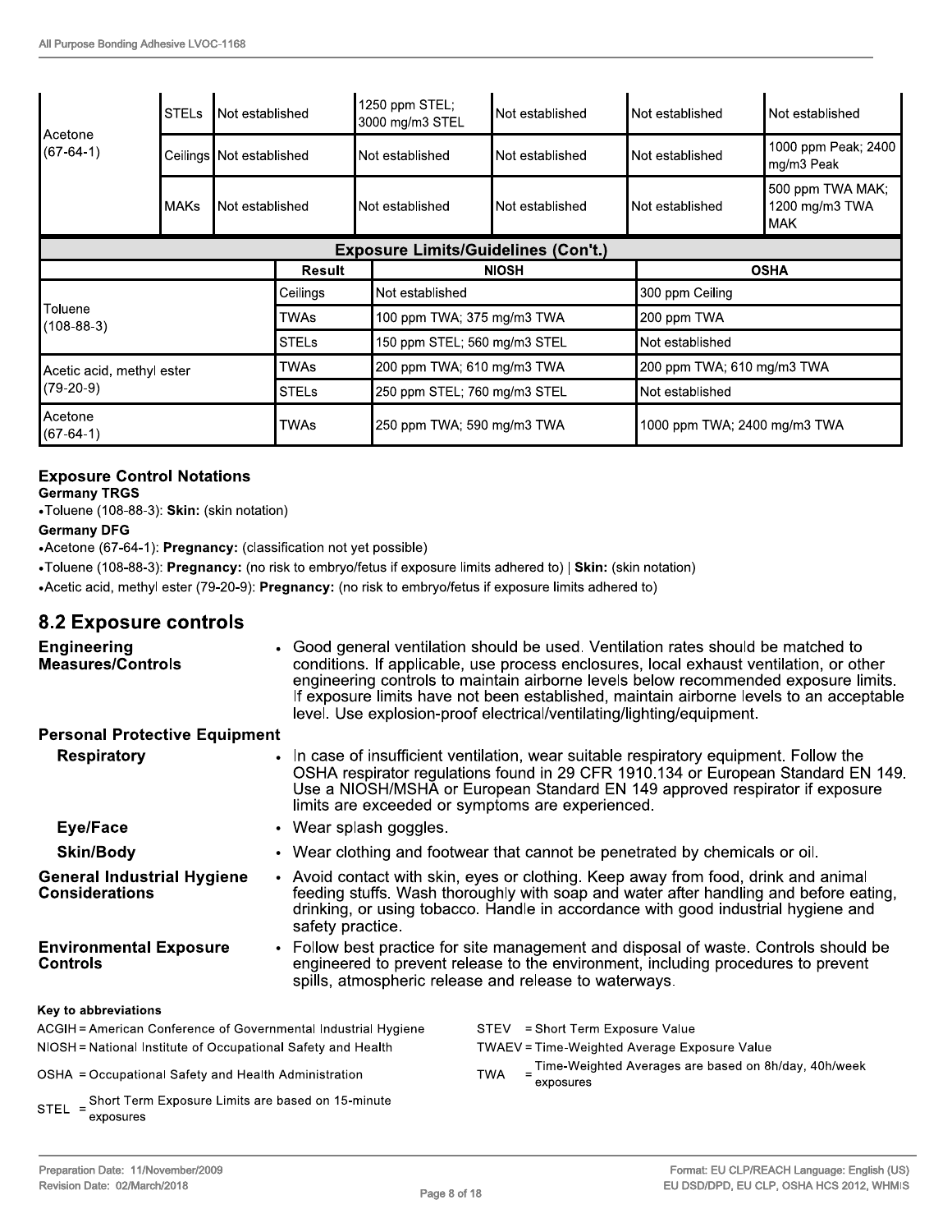| Acetone (67-64-1) | STELs | Not established | 1250 ppm STEL; 3000 mg/m3 STEL | Not established | Not established | Not established |
|---|---|---|---|---|---|---|
| | Ceilings | Not established | Not established | Not established | Not established | 1000 ppm Peak; 2400 mg/m3 Peak |
| | MAKs | Not established | Not established | Not established | Not established | 500 ppm TWA MAK; 1200 mg/m3 TWA MAK |

**Exposure Limits/Guidelines (Con't.)**

| | Result | NIOSH | OSHA |
|---|---|---|---|
| Toluene (108-88-3) | Ceilings | Not established | 300 ppm Ceiling |
| | TWAs | 100 ppm TWA; 375 mg/m3 TWA | 200 ppm TWA |
| | STELs | 150 ppm STEL; 560 mg/m3 STEL | Not established |
| Acetic acid, methyl ester (79-20-9) | TWAs | 200 ppm TWA; 610 mg/m3 TWA | 200 ppm TWA; 610 mg/m3 TWA |
| | STELs | 250 ppm STEL; 760 mg/m3 STEL | Not established |
| Acetone (67-64-1) | TWAs | 250 ppm TWA; 590 mg/m3 TWA | 1000 ppm TWA; 2400 mg/m3 TWA |

### Exposure Control Notations

**Germany TRGS**

- Toluene (108-88-3): **Skin:** (skin notation)

**Germany DFG**

- Acetone (67-64-1): **Pregnancy:** (classification not yet possible)
- Toluene (108-88-3): **Pregnancy:** (no risk to embryo/fetus if exposure limits adhered to) | **Skin:** (skin notation)
- Acetic acid, methyl ester (79-20-9): **Pregnancy:** (no risk to embryo/fetus if exposure limits adhered to)

## 8.2 Exposure controls

**Engineering Measures/Controls**

- Good general ventilation should be used. Ventilation rates should be matched to conditions. If applicable, use process enclosures, local exhaust ventilation, or other engineering controls to maintain airborne levels below recommended exposure limits. If exposure limits have not been established, maintain airborne levels to an acceptable level. Use explosion-proof electrical/ventilating/lighting/equipment.

**Personal Protective Equipment**

**Respiratory**

- In case of insufficient ventilation, wear suitable respiratory equipment. Follow the OSHA respirator regulations found in 29 CFR 1910.134 or European Standard EN 149. Use a NIOSH/MSHA or European Standard EN 149 approved respirator if exposure limits are exceeded or symptoms are experienced.

**Eye/Face**

- Wear splash goggles.

**Skin/Body**

- Wear clothing and footwear that cannot be penetrated by chemicals or oil.

**General Industrial Hygiene Considerations**

- Avoid contact with skin, eyes or clothing. Keep away from food, drink and animal feeding stuffs. Wash thoroughly with soap and water after handling and before eating, drinking, or using tobacco. Handle in accordance with good industrial hygiene and safety practice.

**Environmental Exposure Controls**

- Follow best practice for site management and disposal of waste. Controls should be engineered to prevent release to the environment, including procedures to prevent spills, atmospheric release and release to waterways.

**Key to abbreviations**

ACGIH = American Conference of Governmental Industrial Hygiene
NIOSH = National Institute of Occupational Safety and Health
OSHA = Occupational Safety and Health Administration
STEL = Short Term Exposure Limits are based on 15-minute exposures
STEV = Short Term Exposure Value
TWAEV = Time-Weighted Average Exposure Value
TWA = Time-Weighted Averages are based on 8h/day, 40h/week exposures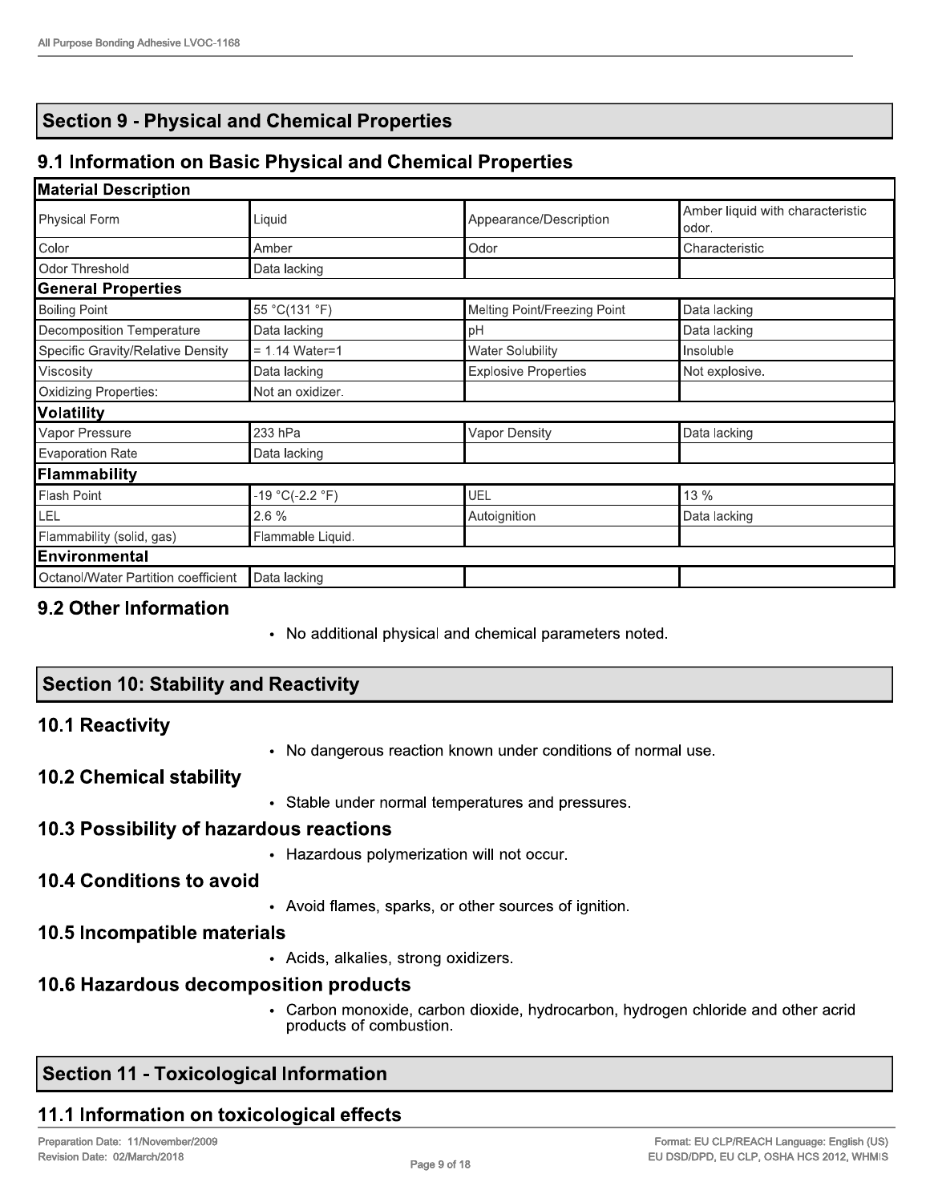## Section 9 - Physical and Chemical Properties

### 9.1 Information on Basic Physical and Chemical Properties

| **Material Description** | | | |
|---|---|---|---|
| Physical Form | Liquid | Appearance/Description | Amber liquid with characteristic odor. |
| Color | Amber | Odor | Characteristic |
| Odor Threshold | Data lacking | | |
| **General Properties** | | | |
| Boiling Point | 55 °C(131 °F) | Melting Point/Freezing Point | Data lacking |
| Decomposition Temperature | Data lacking | pH | Data lacking |
| Specific Gravity/Relative Density | = 1.14 Water=1 | Water Solubility | Insoluble |
| Viscosity | Data lacking | Explosive Properties | Not explosive. |
| Oxidizing Properties: | Not an oxidizer. | | |
| **Volatility** | | | |
| Vapor Pressure | 233 hPa | Vapor Density | Data lacking |
| Evaporation Rate | Data lacking | | |
| **Flammability** | | | |
| Flash Point | -19 °C(-2.2 °F) | UEL | 13 % |
| LEL | 2.6 % | Autoignition | Data lacking |
| Flammability (solid, gas) | Flammable Liquid. | | |
| **Environmental** | | | |
| Octanol/Water Partition coefficient | Data lacking | | |

### 9.2 Other Information

- No additional physical and chemical parameters noted.

## Section 10: Stability and Reactivity

### 10.1 Reactivity

- No dangerous reaction known under conditions of normal use.

### 10.2 Chemical stability

- Stable under normal temperatures and pressures.

### 10.3 Possibility of hazardous reactions

- Hazardous polymerization will not occur.

### 10.4 Conditions to avoid

- Avoid flames, sparks, or other sources of ignition.

### 10.5 Incompatible materials

- Acids, alkalies, strong oxidizers.

### 10.6 Hazardous decomposition products

- Carbon monoxide, carbon dioxide, hydrocarbon, hydrogen chloride and other acrid products of combustion.

## Section 11 - Toxicological Information

### 11.1 Information on toxicological effects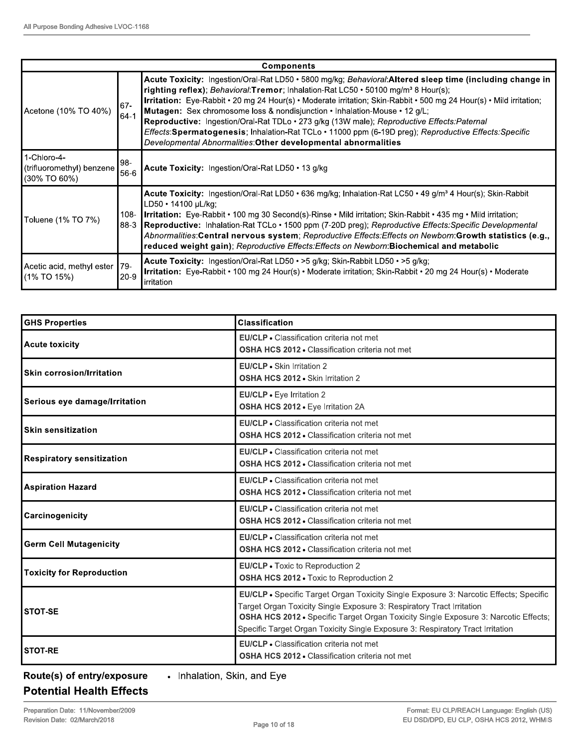| Components | | |
|---|---|---|
| Acetone (10% TO 40%) | 67-64-1 | **Acute Toxicity:** Ingestion/Oral-Rat LD50 • 5800 mg/kg; *Behavioral*:**Altered sleep time (including change in righting reflex)**; *Behavioral*:**Tremor**; Inhalation-Rat LC50 • 50100 mg/m³ 8 Hour(s);<br>**Irritation:** Eye-Rabbit • 20 mg 24 Hour(s) • Moderate irritation; Skin-Rabbit • 500 mg 24 Hour(s) • Mild irritation;<br>**Mutagen:** Sex chromosome loss & nondisjunction • Inhalation-Mouse • 12 g/L;<br>**Reproductive:** Ingestion/Oral-Rat TDLo • 273 g/kg (13W male); *Reproductive Effects:Paternal Effects*:**Spermatogenesis**; Inhalation-Rat TCLo • 11000 ppm (6-19D preg); *Reproductive Effects:Specific Developmental Abnormalities*:**Other developmental abnormalities** |
| 1-Chloro-4-(trifluoromethyl) benzene (30% TO 60%) | 98-56-6 | **Acute Toxicity:** Ingestion/Oral-Rat LD50 • 13 g/kg |
| Toluene (1% TO 7%) | 108-88-3 | **Acute Toxicity:** Ingestion/Oral-Rat LD50 • 636 mg/kg; Inhalation-Rat LC50 • 49 g/m³ 4 Hour(s); Skin-Rabbit LD50 • 14100 μL/kg;<br>**Irritation:** Eye-Rabbit • 100 mg 30 Second(s)-Rinse • Mild irritation; Skin-Rabbit • 435 mg • Mild irritation;<br>**Reproductive:** Inhalation-Rat TCLo • 1500 ppm (7-20D preg); *Reproductive Effects:Specific Developmental Abnormalities*:**Central nervous system**; *Reproductive Effects:Effects on Newborn*:**Growth statistics (e.g., reduced weight gain)**; *Reproductive Effects:Effects on Newborn*:**Biochemical and metabolic** |
| Acetic acid, methyl ester (1% TO 15%) | 79-20-9 | **Acute Toxicity:** Ingestion/Oral-Rat LD50 • >5 g/kg; Skin-Rabbit LD50 • >5 g/kg;<br>**Irritation:** Eye-Rabbit • 100 mg 24 Hour(s) • Moderate irritation; Skin-Rabbit • 20 mg 24 Hour(s) • Moderate irritation |

| GHS Properties | Classification |
|---|---|
| **Acute toxicity** | **EU/CLP** • Classification criteria not met<br>**OSHA HCS 2012** • Classification criteria not met |
| **Skin corrosion/Irritation** | **EU/CLP** • Skin Irritation 2<br>**OSHA HCS 2012** • Skin Irritation 2 |
| **Serious eye damage/Irritation** | **EU/CLP** • Eye Irritation 2<br>**OSHA HCS 2012** • Eye Irritation 2A |
| **Skin sensitization** | **EU/CLP** • Classification criteria not met<br>**OSHA HCS 2012** • Classification criteria not met |
| **Respiratory sensitization** | **EU/CLP** • Classification criteria not met<br>**OSHA HCS 2012** • Classification criteria not met |
| **Aspiration Hazard** | **EU/CLP** • Classification criteria not met<br>**OSHA HCS 2012** • Classification criteria not met |
| **Carcinogenicity** | **EU/CLP** • Classification criteria not met<br>**OSHA HCS 2012** • Classification criteria not met |
| **Germ Cell Mutagenicity** | **EU/CLP** • Classification criteria not met<br>**OSHA HCS 2012** • Classification criteria not met |
| **Toxicity for Reproduction** | **EU/CLP** • Toxic to Reproduction 2<br>**OSHA HCS 2012** • Toxic to Reproduction 2 |
| **STOT-SE** | **EU/CLP** • Specific Target Organ Toxicity Single Exposure 3: Narcotic Effects; Specific Target Organ Toxicity Single Exposure 3: Respiratory Tract Irritation<br>**OSHA HCS 2012** • Specific Target Organ Toxicity Single Exposure 3: Narcotic Effects; Specific Target Organ Toxicity Single Exposure 3: Respiratory Tract Irritation |
| **STOT-RE** | **EU/CLP** • Classification criteria not met<br>**OSHA HCS 2012** • Classification criteria not met |

**Route(s) of entry/exposure** • Inhalation, Skin, and Eye

## Potential Health Effects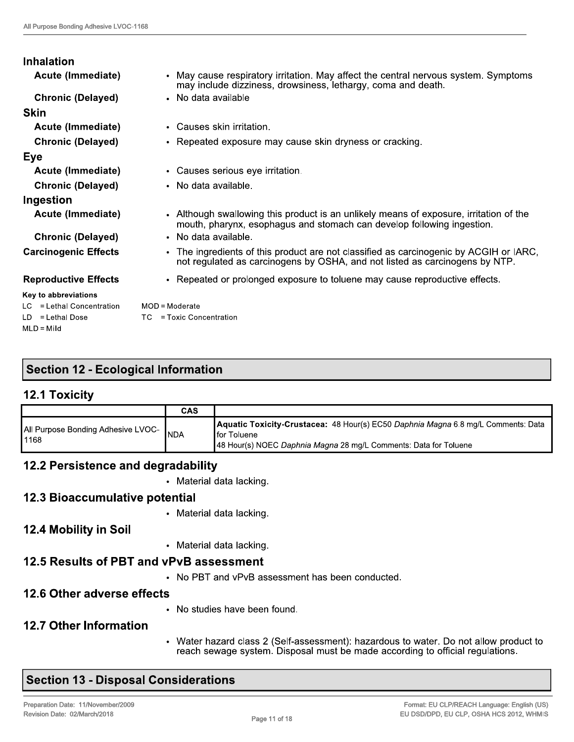### Inhalation

| | |
|---|---|
| **Acute (Immediate)** | • May cause respiratory irritation. May affect the central nervous system. Symptoms may include dizziness, drowsiness, lethargy, coma and death. |
| **Chronic (Delayed)** | • No data available |

### Skin

| | |
|---|---|
| **Acute (Immediate)** | • Causes skin irritation. |
| **Chronic (Delayed)** | • Repeated exposure may cause skin dryness or cracking. |

### Eye

| | |
|---|---|
| **Acute (Immediate)** | • Causes serious eye irritation. |
| **Chronic (Delayed)** | • No data available. |

### Ingestion

| | |
|---|---|
| **Acute (Immediate)** | • Although swallowing this product is an unlikely means of exposure, irritation of the mouth, pharynx, esophagus and stomach can develop following ingestion. |
| **Chronic (Delayed)** | • No data available. |
| **Carcinogenic Effects** | • The ingredients of this product are not classified as carcinogenic by ACGIH or IARC, not regulated as carcinogens by OSHA, and not listed as carcinogens by NTP. |
| **Reproductive Effects** | • Repeated or prolonged exposure to toluene may cause reproductive effects. |

**Key to abbreviations**

LC = Lethal Concentration
LD = Lethal Dose
MLD = Mild
MOD = Moderate
TC = Toxic Concentration

## Section 12 - Ecological Information

### 12.1 Toxicity

| | CAS | |
|---|---|---|
| All Purpose Bonding Adhesive LVOC-1168 | NDA | **Aquatic Toxicity-Crustacea:** 48 Hour(s) EC50 *Daphnia Magna* 6.8 mg/L Comments: Data for Toluene<br>48 Hour(s) NOEC *Daphnia Magna* 28 mg/L Comments: Data for Toluene |

### 12.2 Persistence and degradability

- Material data lacking.

### 12.3 Bioaccumulative potential

- Material data lacking.

### 12.4 Mobility in Soil

- Material data lacking.

### 12.5 Results of PBT and vPvB assessment

- No PBT and vPvB assessment has been conducted.

### 12.6 Other adverse effects

- No studies have been found.

### 12.7 Other Information

- Water hazard class 2 (Self-assessment): hazardous to water. Do not allow product to reach sewage system. Disposal must be made according to official regulations.

## Section 13 - Disposal Considerations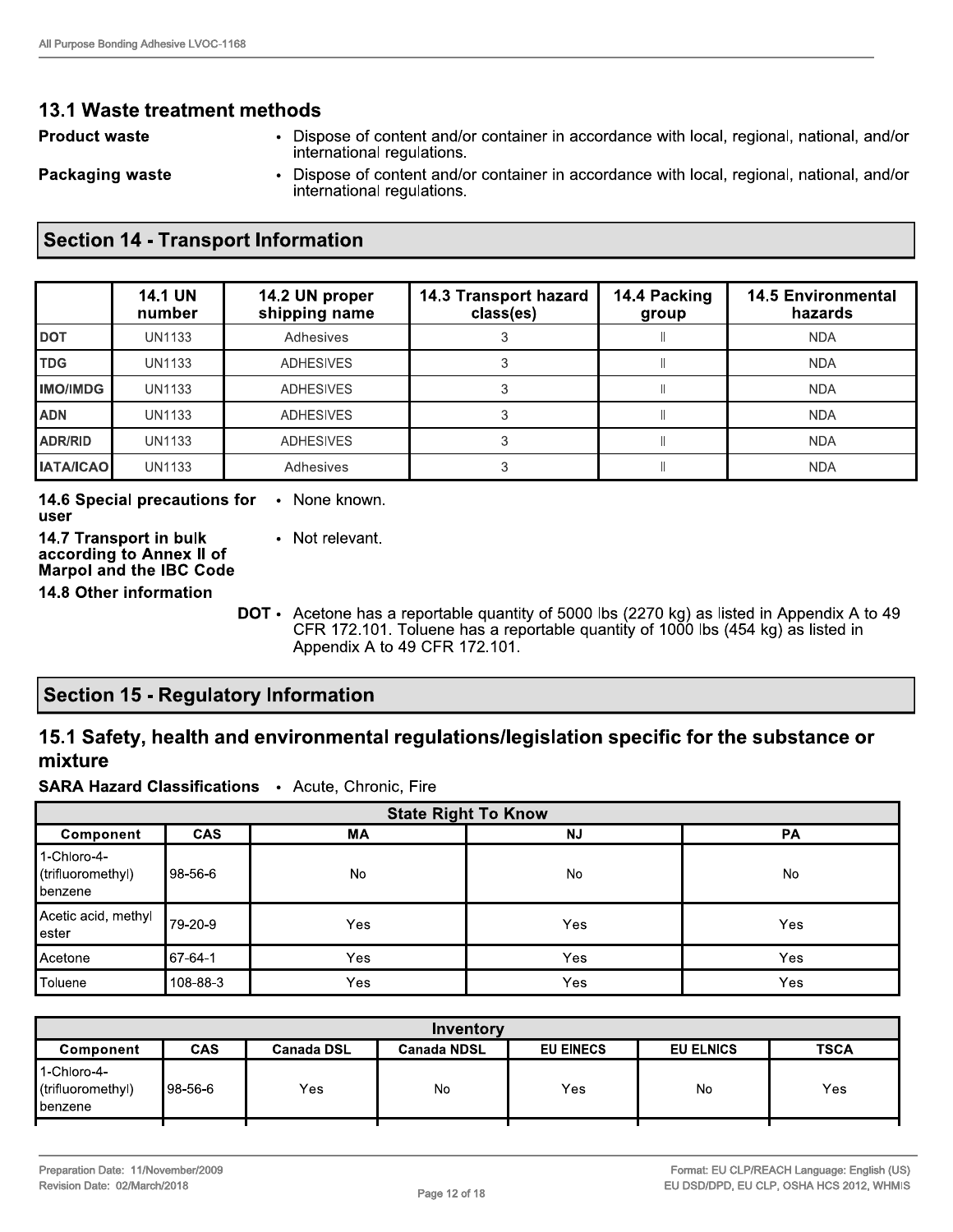### 13.1 Waste treatment methods

**Product waste**
- Dispose of content and/or container in accordance with local, regional, national, and/or international regulations.

**Packaging waste**
- Dispose of content and/or container in accordance with local, regional, national, and/or international regulations.

## Section 14 - Transport Information

| | 14.1 UN number | 14.2 UN proper shipping name | 14.3 Transport hazard class(es) | 14.4 Packing group | 14.5 Environmental hazards |
|---|---|---|---|---|---|
| **DOT** | UN1133 | Adhesives | 3 | II | NDA |
| **TDG** | UN1133 | ADHESIVES | 3 | II | NDA |
| **IMO/IMDG** | UN1133 | ADHESIVES | 3 | II | NDA |
| **ADN** | UN1133 | ADHESIVES | 3 | II | NDA |
| **ADR/RID** | UN1133 | ADHESIVES | 3 | II | NDA |
| **IATA/ICAO** | UN1133 | Adhesives | 3 | II | NDA |

**14.6 Special precautions for user**
- None known.

**14.7 Transport in bulk according to Annex II of Marpol and the IBC Code**
- Not relevant.

**14.8 Other information**

**DOT**
- Acetone has a reportable quantity of 5000 lbs (2270 kg) as listed in Appendix A to 49 CFR 172.101. Toluene has a reportable quantity of 1000 lbs (454 kg) as listed in Appendix A to 49 CFR 172.101.

## Section 15 - Regulatory Information

### 15.1 Safety, health and environmental regulations/legislation specific for the substance or mixture

**SARA Hazard Classifications**
- Acute, Chronic, Fire

| State Right To Know | | | | |
|---|---|---|---|---|
| **Component** | **CAS** | **MA** | **NJ** | **PA** |
| 1-Chloro-4-(trifluoromethyl) benzene | 98-56-6 | No | No | No |
| Acetic acid, methyl ester | 79-20-9 | Yes | Yes | Yes |
| Acetone | 67-64-1 | Yes | Yes | Yes |
| Toluene | 108-88-3 | Yes | Yes | Yes |

| Inventory | | | | | | |
|---|---|---|---|---|---|---|
| **Component** | **CAS** | **Canada DSL** | **Canada NDSL** | **EU EINECS** | **EU ELNICS** | **TSCA** |
| 1-Chloro-4-(trifluoromethyl) benzene | 98-56-6 | Yes | No | Yes | No | Yes |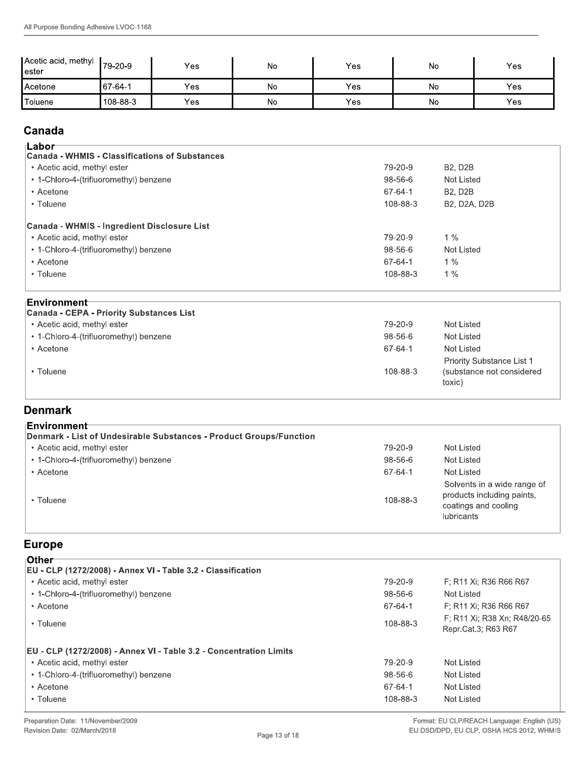| Acetic acid, methyl ester | 79-20-9 | Yes | No | Yes | No | Yes |
|---|---|---|---|---|---|---|
| Acetone | 67-64-1 | Yes | No | Yes | No | Yes |
| Toluene | 108-88-3 | Yes | No | Yes | No | Yes |

## Canada

### Labor

**Canada - WHMIS - Classifications of Substances**

| | | |
|---|---|---|
| • Acetic acid, methyl ester | 79-20-9 | B2, D2B |
| • 1-Chloro-4-(trifluoromethyl) benzene | 98-56-6 | Not Listed |
| • Acetone | 67-64-1 | B2, D2B |
| • Toluene | 108-88-3 | B2, D2A, D2B |

**Canada - WHMIS - Ingredient Disclosure List**

| | | |
|---|---|---|
| • Acetic acid, methyl ester | 79-20-9 | 1 % |
| • 1-Chloro-4-(trifluoromethyl) benzene | 98-56-6 | Not Listed |
| • Acetone | 67-64-1 | 1 % |
| • Toluene | 108-88-3 | 1 % |

### Environment

**Canada - CEPA - Priority Substances List**

| | | |
|---|---|---|
| • Acetic acid, methyl ester | 79-20-9 | Not Listed |
| • 1-Chloro-4-(trifluoromethyl) benzene | 98-56-6 | Not Listed |
| • Acetone | 67-64-1 | Not Listed |
| • Toluene | 108-88-3 | Priority Substance List 1 (substance not considered toxic) |

## Denmark

### Environment

**Denmark - List of Undesirable Substances - Product Groups/Function**

| | | |
|---|---|---|
| • Acetic acid, methyl ester | 79-20-9 | Not Listed |
| • 1-Chloro-4-(trifluoromethyl) benzene | 98-56-6 | Not Listed |
| • Acetone | 67-64-1 | Not Listed |
| • Toluene | 108-88-3 | Solvents in a wide range of products including paints, coatings and cooling lubricants |

## Europe

### Other

**EU - CLP (1272/2008) - Annex VI - Table 3.2 - Classification**

| | | |
|---|---|---|
| • Acetic acid, methyl ester | 79-20-9 | F; R11 Xi; R36 R66 R67 |
| • 1-Chloro-4-(trifluoromethyl) benzene | 98-56-6 | Not Listed |
| • Acetone | 67-64-1 | F; R11 Xi; R36 R66 R67 |
| • Toluene | 108-88-3 | F; R11 Xi; R38 Xn; R48/20-65 Repr.Cat.3; R63 R67 |

**EU - CLP (1272/2008) - Annex VI - Table 3.2 - Concentration Limits**

| | | |
|---|---|---|
| • Acetic acid, methyl ester | 79-20-9 | Not Listed |
| • 1-Chloro-4-(trifluoromethyl) benzene | 98-56-6 | Not Listed |
| • Acetone | 67-64-1 | Not Listed |
| • Toluene | 108-88-3 | Not Listed |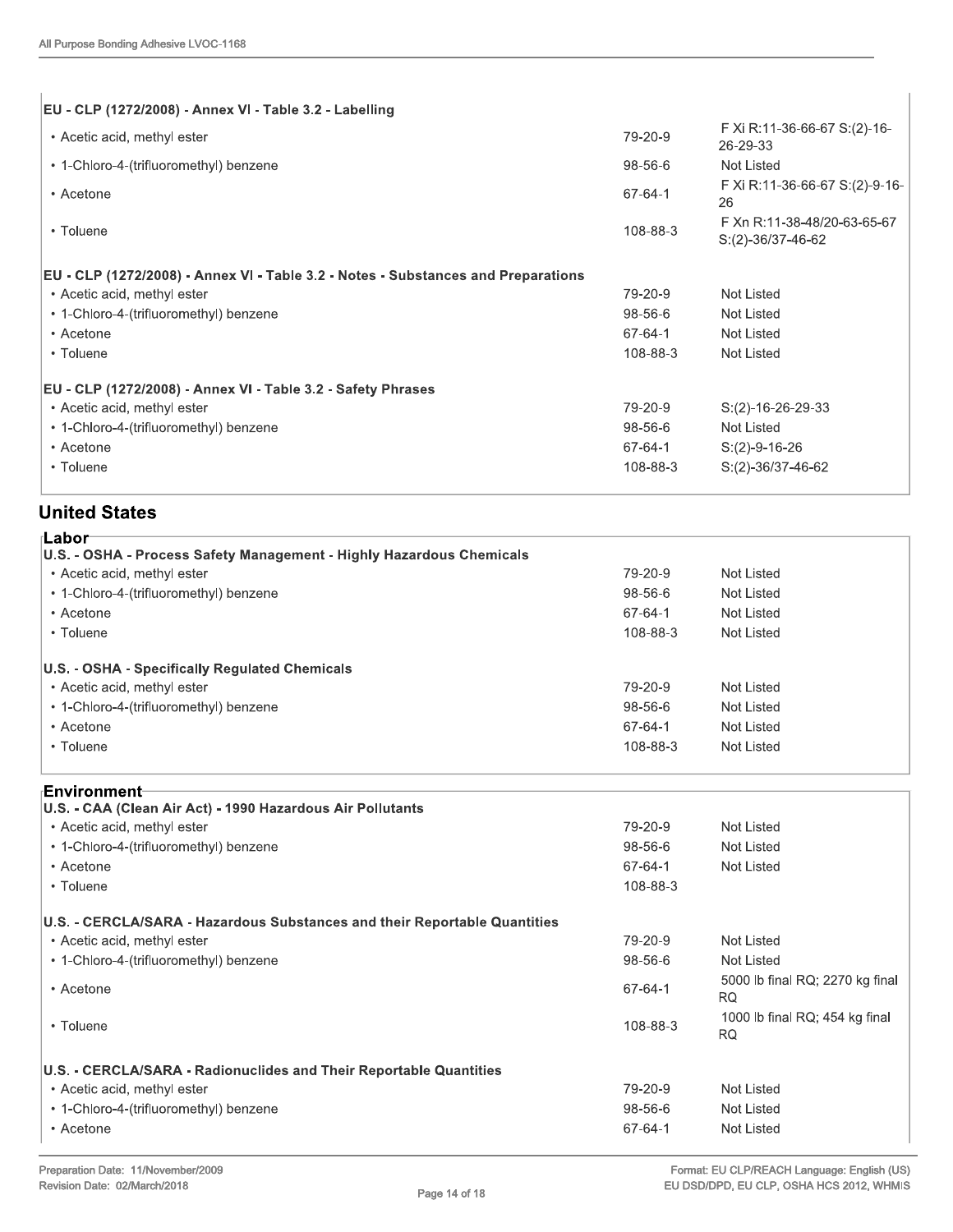| EU - CLP (1272/2008) - Annex VI - Table 3.2 - Labelling | | |
|---|---|---|
| • Acetic acid, methyl ester | 79-20-9 | F Xi R:11-36-66-67 S:(2)-16-26-29-33 |
| • 1-Chloro-4-(trifluoromethyl) benzene | 98-56-6 | Not Listed |
| • Acetone | 67-64-1 | F Xi R:11-36-66-67 S:(2)-9-16-26 |
| • Toluene | 108-88-3 | F Xn R:11-38-48/20-63-65-67 S:(2)-36/37-46-62 |
| **EU - CLP (1272/2008) - Annex VI - Table 3.2 - Notes - Substances and Preparations** | | |
| • Acetic acid, methyl ester | 79-20-9 | Not Listed |
| • 1-Chloro-4-(trifluoromethyl) benzene | 98-56-6 | Not Listed |
| • Acetone | 67-64-1 | Not Listed |
| • Toluene | 108-88-3 | Not Listed |
| **EU - CLP (1272/2008) - Annex VI - Table 3.2 - Safety Phrases** | | |
| • Acetic acid, methyl ester | 79-20-9 | S:(2)-16-26-29-33 |
| • 1-Chloro-4-(trifluoromethyl) benzene | 98-56-6 | Not Listed |
| • Acetone | 67-64-1 | S:(2)-9-16-26 |
| • Toluene | 108-88-3 | S:(2)-36/37-46-62 |

## United States

### Labor

| U.S. - OSHA - Process Safety Management - Highly Hazardous Chemicals | | |
|---|---|---|
| • Acetic acid, methyl ester | 79-20-9 | Not Listed |
| • 1-Chloro-4-(trifluoromethyl) benzene | 98-56-6 | Not Listed |
| • Acetone | 67-64-1 | Not Listed |
| • Toluene | 108-88-3 | Not Listed |
| **U.S. - OSHA - Specifically Regulated Chemicals** | | |
| • Acetic acid, methyl ester | 79-20-9 | Not Listed |
| • 1-Chloro-4-(trifluoromethyl) benzene | 98-56-6 | Not Listed |
| • Acetone | 67-64-1 | Not Listed |
| • Toluene | 108-88-3 | Not Listed |

### Environment

| U.S. - CAA (Clean Air Act) - 1990 Hazardous Air Pollutants | | |
|---|---|---|
| • Acetic acid, methyl ester | 79-20-9 | Not Listed |
| • 1-Chloro-4-(trifluoromethyl) benzene | 98-56-6 | Not Listed |
| • Acetone | 67-64-1 | Not Listed |
| • Toluene | 108-88-3 | |
| **U.S. - CERCLA/SARA - Hazardous Substances and their Reportable Quantities** | | |
| • Acetic acid, methyl ester | 79-20-9 | Not Listed |
| • 1-Chloro-4-(trifluoromethyl) benzene | 98-56-6 | Not Listed |
| • Acetone | 67-64-1 | 5000 lb final RQ; 2270 kg final RQ |
| • Toluene | 108-88-3 | 1000 lb final RQ; 454 kg final RQ |
| **U.S. - CERCLA/SARA - Radionuclides and Their Reportable Quantities** | | |
| • Acetic acid, methyl ester | 79-20-9 | Not Listed |
| • 1-Chloro-4-(trifluoromethyl) benzene | 98-56-6 | Not Listed |
| • Acetone | 67-64-1 | Not Listed |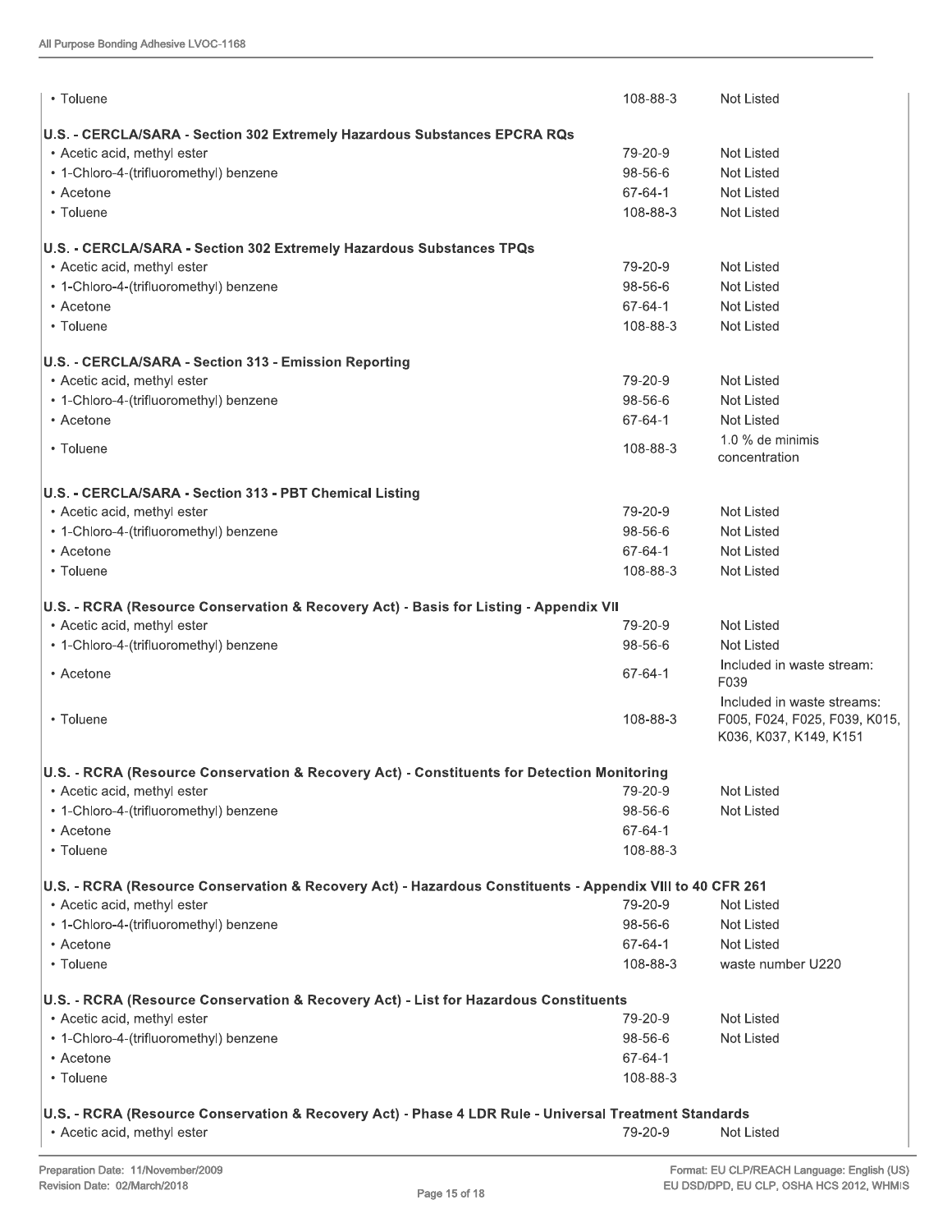| | | |
|---|---|---|
| • Toluene | 108-88-3 | Not Listed |

**U.S. - CERCLA/SARA - Section 302 Extremely Hazardous Substances EPCRA RQs**

| | | |
|---|---|---|
| • Acetic acid, methyl ester | 79-20-9 | Not Listed |
| • 1-Chloro-4-(trifluoromethyl) benzene | 98-56-6 | Not Listed |
| • Acetone | 67-64-1 | Not Listed |
| • Toluene | 108-88-3 | Not Listed |

**U.S. - CERCLA/SARA - Section 302 Extremely Hazardous Substances TPQs**

| | | |
|---|---|---|
| • Acetic acid, methyl ester | 79-20-9 | Not Listed |
| • 1-Chloro-4-(trifluoromethyl) benzene | 98-56-6 | Not Listed |
| • Acetone | 67-64-1 | Not Listed |
| • Toluene | 108-88-3 | Not Listed |

**U.S. - CERCLA/SARA - Section 313 - Emission Reporting**

| | | |
|---|---|---|
| • Acetic acid, methyl ester | 79-20-9 | Not Listed |
| • 1-Chloro-4-(trifluoromethyl) benzene | 98-56-6 | Not Listed |
| • Acetone | 67-64-1 | Not Listed |
| • Toluene | 108-88-3 | 1.0 % de minimis concentration |

**U.S. - CERCLA/SARA - Section 313 - PBT Chemical Listing**

| | | |
|---|---|---|
| • Acetic acid, methyl ester | 79-20-9 | Not Listed |
| • 1-Chloro-4-(trifluoromethyl) benzene | 98-56-6 | Not Listed |
| • Acetone | 67-64-1 | Not Listed |
| • Toluene | 108-88-3 | Not Listed |

**U.S. - RCRA (Resource Conservation & Recovery Act) - Basis for Listing - Appendix VII**

| | | |
|---|---|---|
| • Acetic acid, methyl ester | 79-20-9 | Not Listed |
| • 1-Chloro-4-(trifluoromethyl) benzene | 98-56-6 | Not Listed |
| • Acetone | 67-64-1 | Included in waste stream: F039 |
| • Toluene | 108-88-3 | Included in waste streams: F005, F024, F025, F039, K015, K036, K037, K149, K151 |

**U.S. - RCRA (Resource Conservation & Recovery Act) - Constituents for Detection Monitoring**

| | | |
|---|---|---|
| • Acetic acid, methyl ester | 79-20-9 | Not Listed |
| • 1-Chloro-4-(trifluoromethyl) benzene | 98-56-6 | Not Listed |
| • Acetone | 67-64-1 | |
| • Toluene | 108-88-3 | |

**U.S. - RCRA (Resource Conservation & Recovery Act) - Hazardous Constituents - Appendix VIII to 40 CFR 261**

| | | |
|---|---|---|
| • Acetic acid, methyl ester | 79-20-9 | Not Listed |
| • 1-Chloro-4-(trifluoromethyl) benzene | 98-56-6 | Not Listed |
| • Acetone | 67-64-1 | Not Listed |
| • Toluene | 108-88-3 | waste number U220 |

**U.S. - RCRA (Resource Conservation & Recovery Act) - List for Hazardous Constituents**

| | | |
|---|---|---|
| • Acetic acid, methyl ester | 79-20-9 | Not Listed |
| • 1-Chloro-4-(trifluoromethyl) benzene | 98-56-6 | Not Listed |
| • Acetone | 67-64-1 | |
| • Toluene | 108-88-3 | |

**U.S. - RCRA (Resource Conservation & Recovery Act) - Phase 4 LDR Rule - Universal Treatment Standards**

| | | |
|---|---|---|
| • Acetic acid, methyl ester | 79-20-9 | Not Listed |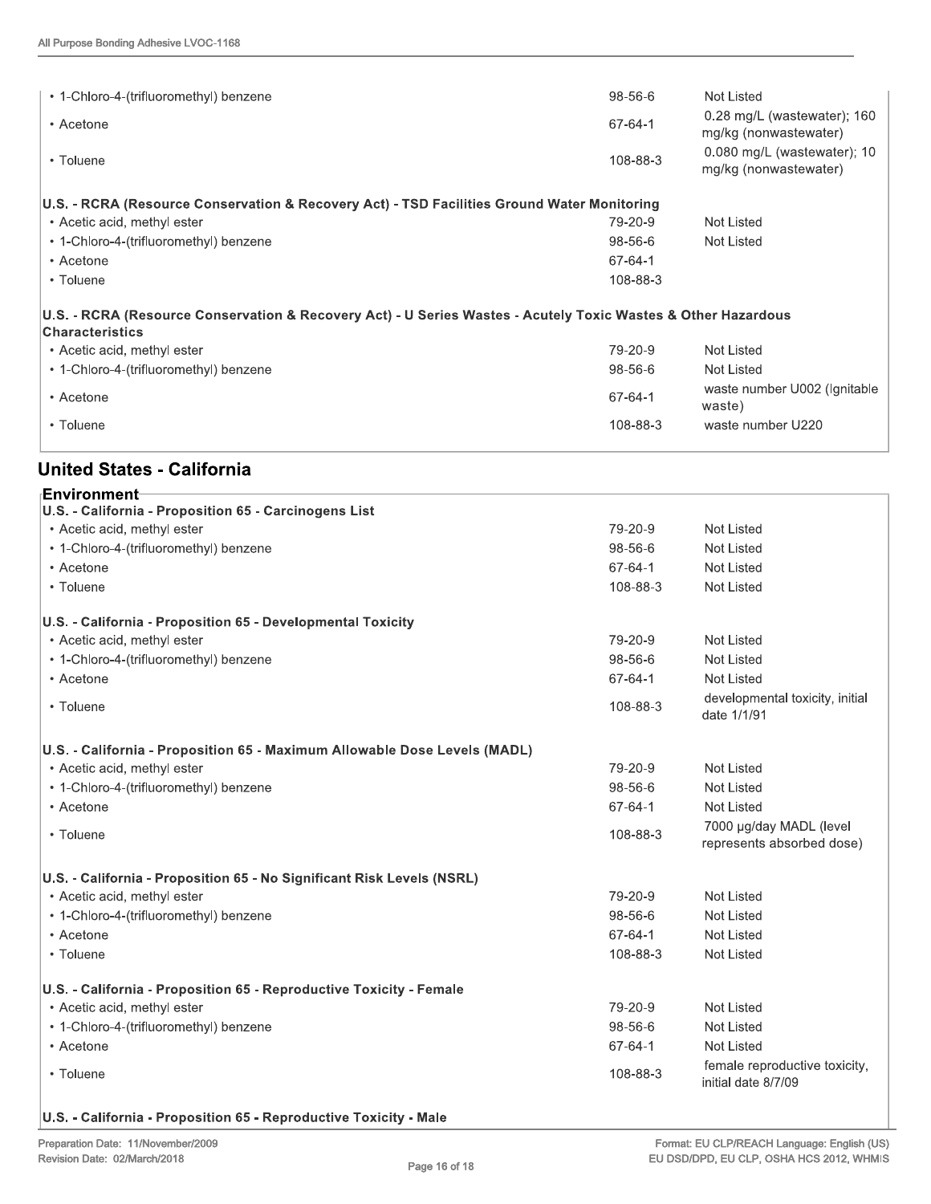| | | |
|---|---|---|
| • 1-Chloro-4-(trifluoromethyl) benzene | 98-56-6 | Not Listed |
| • Acetone | 67-64-1 | 0.28 mg/L (wastewater); 160 mg/kg (nonwastewater) |
| • Toluene | 108-88-3 | 0.080 mg/L (wastewater); 10 mg/kg (nonwastewater) |
| **U.S. - RCRA (Resource Conservation & Recovery Act) - TSD Facilities Ground Water Monitoring** | | |
| • Acetic acid, methyl ester | 79-20-9 | Not Listed |
| • 1-Chloro-4-(trifluoromethyl) benzene | 98-56-6 | Not Listed |
| • Acetone | 67-64-1 | |
| • Toluene | 108-88-3 | |
| **U.S. - RCRA (Resource Conservation & Recovery Act) - U Series Wastes - Acutely Toxic Wastes & Other Hazardous Characteristics** | | |
| • Acetic acid, methyl ester | 79-20-9 | Not Listed |
| • 1-Chloro-4-(trifluoromethyl) benzene | 98-56-6 | Not Listed |
| • Acetone | 67-64-1 | waste number U002 (Ignitable waste) |
| • Toluene | 108-88-3 | waste number U220 |

## United States - California

### Environment

| | | |
|---|---|---|
| **U.S. - California - Proposition 65 - Carcinogens List** | | |
| • Acetic acid, methyl ester | 79-20-9 | Not Listed |
| • 1-Chloro-4-(trifluoromethyl) benzene | 98-56-6 | Not Listed |
| • Acetone | 67-64-1 | Not Listed |
| • Toluene | 108-88-3 | Not Listed |
| **U.S. - California - Proposition 65 - Developmental Toxicity** | | |
| • Acetic acid, methyl ester | 79-20-9 | Not Listed |
| • 1-Chloro-4-(trifluoromethyl) benzene | 98-56-6 | Not Listed |
| • Acetone | 67-64-1 | Not Listed |
| • Toluene | 108-88-3 | developmental toxicity, initial date 1/1/91 |
| **U.S. - California - Proposition 65 - Maximum Allowable Dose Levels (MADL)** | | |
| • Acetic acid, methyl ester | 79-20-9 | Not Listed |
| • 1-Chloro-4-(trifluoromethyl) benzene | 98-56-6 | Not Listed |
| • Acetone | 67-64-1 | Not Listed |
| • Toluene | 108-88-3 | 7000 µg/day MADL (level represents absorbed dose) |
| **U.S. - California - Proposition 65 - No Significant Risk Levels (NSRL)** | | |
| • Acetic acid, methyl ester | 79-20-9 | Not Listed |
| • 1-Chloro-4-(trifluoromethyl) benzene | 98-56-6 | Not Listed |
| • Acetone | 67-64-1 | Not Listed |
| • Toluene | 108-88-3 | Not Listed |
| **U.S. - California - Proposition 65 - Reproductive Toxicity - Female** | | |
| • Acetic acid, methyl ester | 79-20-9 | Not Listed |
| • 1-Chloro-4-(trifluoromethyl) benzene | 98-56-6 | Not Listed |
| • Acetone | 67-64-1 | Not Listed |
| • Toluene | 108-88-3 | female reproductive toxicity, initial date 8/7/09 |
| **U.S. - California - Proposition 65 - Reproductive Toxicity - Male** | | |

Preparation Date: 11/November/2009
Revision Date: 02/March/2018

Format: EU CLP/REACH Language: English (US)
EU DSD/DPD, EU CLP, OSHA HCS 2012, WHMIS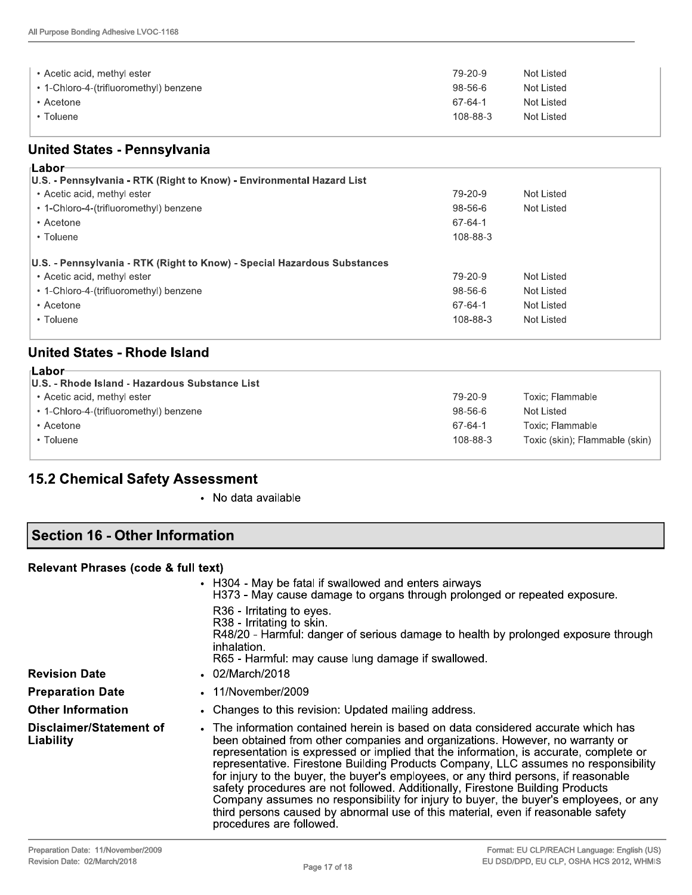| | | |
|---|---|---|
| • Acetic acid, methyl ester | 79-20-9 | Not Listed |
| • 1-Chloro-4-(trifluoromethyl) benzene | 98-56-6 | Not Listed |
| • Acetone | 67-64-1 | Not Listed |
| • Toluene | 108-88-3 | Not Listed |

## United States - Pennsylvania

**Labor**

| U.S. - Pennsylvania - RTK (Right to Know) - Environmental Hazard List | | |
|---|---|---|
| • Acetic acid, methyl ester | 79-20-9 | Not Listed |
| • 1-Chloro-4-(trifluoromethyl) benzene | 98-56-6 | Not Listed |
| • Acetone | 67-64-1 | |
| • Toluene | 108-88-3 | |
| **U.S. - Pennsylvania - RTK (Right to Know) - Special Hazardous Substances** | | |
| • Acetic acid, methyl ester | 79-20-9 | Not Listed |
| • 1-Chloro-4-(trifluoromethyl) benzene | 98-56-6 | Not Listed |
| • Acetone | 67-64-1 | Not Listed |
| • Toluene | 108-88-3 | Not Listed |

## United States - Rhode Island

**Labor**

| U.S. - Rhode Island - Hazardous Substance List | | |
|---|---|---|
| • Acetic acid, methyl ester | 79-20-9 | Toxic; Flammable |
| • 1-Chloro-4-(trifluoromethyl) benzene | 98-56-6 | Not Listed |
| • Acetone | 67-64-1 | Toxic; Flammable |
| • Toluene | 108-88-3 | Toxic (skin); Flammable (skin) |

## 15.2 Chemical Safety Assessment

- No data available

## Section 16 - Other Information

**Relevant Phrases (code & full text)**

- H304 - May be fatal if swallowed and enters airways
  H373 - May cause damage to organs through prolonged or repeated exposure.
  
  R36 - Irritating to eyes.
  R38 - Irritating to skin.
  R48/20 - Harmful: danger of serious damage to health by prolonged exposure through inhalation.
  R65 - Harmful: may cause lung damage if swallowed.

**Revision Date**
- 02/March/2018

**Preparation Date**
- 11/November/2009

**Other Information**
- Changes to this revision: Updated mailing address.

**Disclaimer/Statement of Liability**
- The information contained herein is based on data considered accurate which has been obtained from other companies and organizations. However, no warranty or representation is expressed or implied that the information, is accurate, complete or representative. Firestone Building Products Company, LLC assumes no responsibility for injury to the buyer, the buyer's employees, or any third persons, if reasonable safety procedures are not followed. Additionally, Firestone Building Products Company assumes no responsibility for injury to buyer, the buyer's employees, or any third persons caused by abnormal use of this material, even if reasonable safety procedures are followed.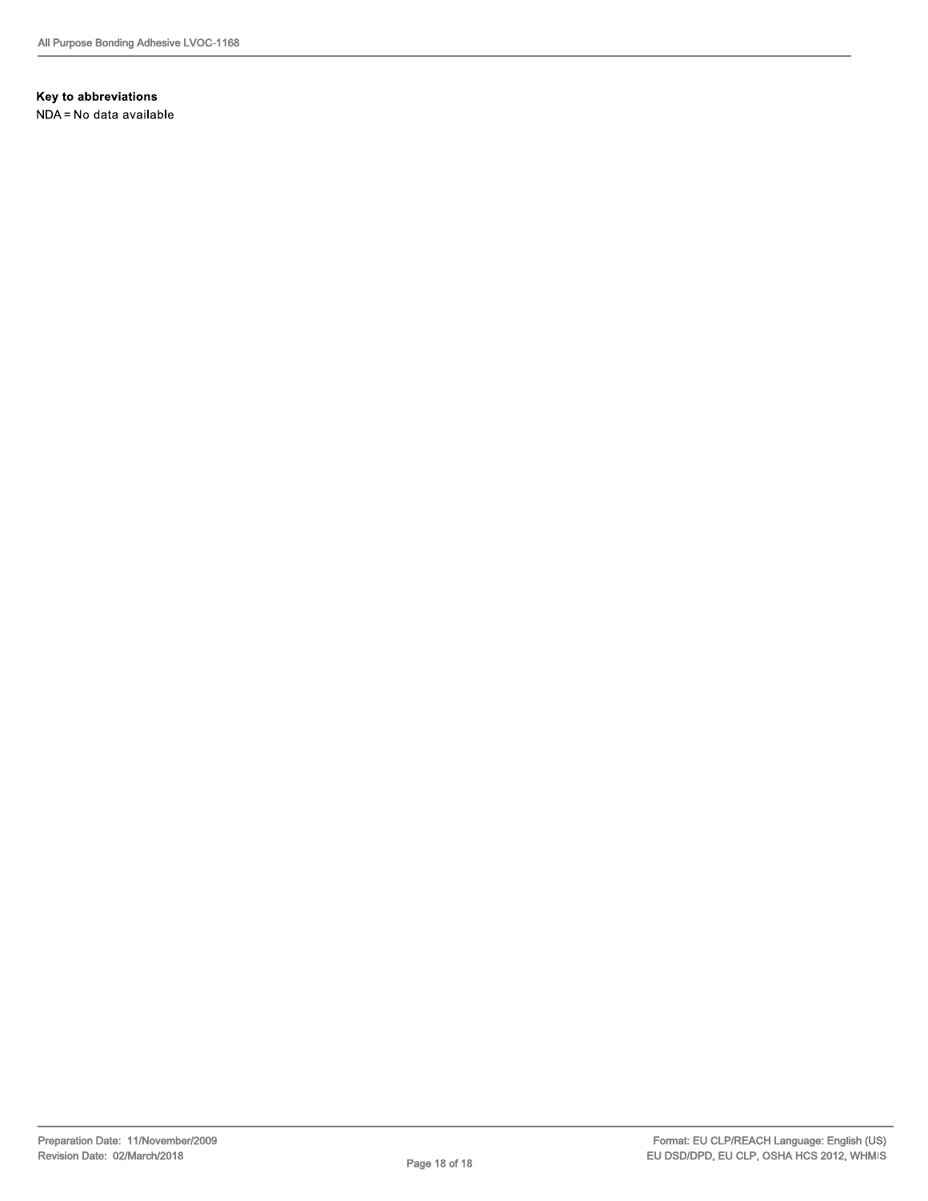**Key to abbreviations**

NDA = No data available